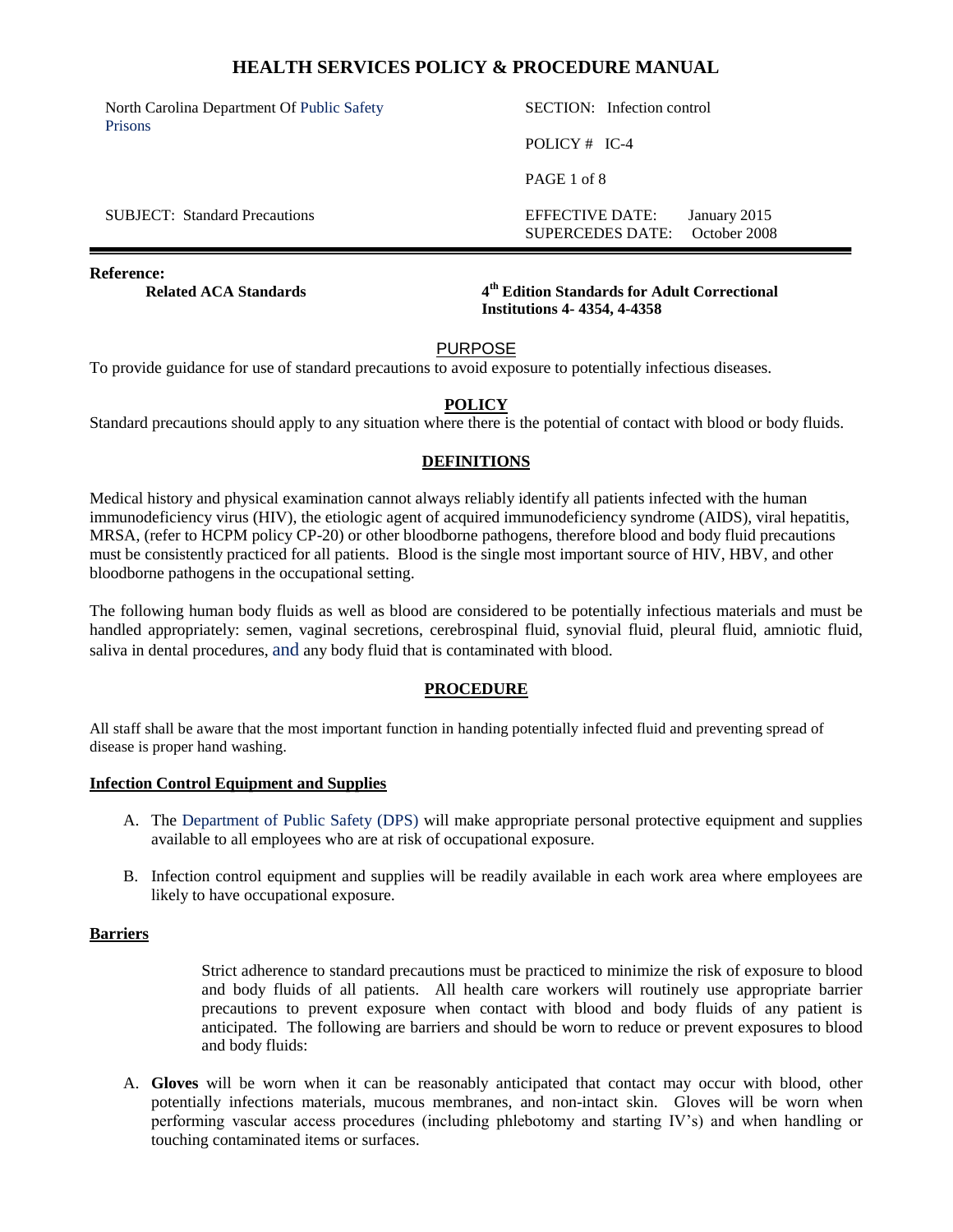# HEALTH SERVICES POLICY & PROCEDURE MANUAL

| | |
|---|---|
| North Carolina Department Of Public Safety Prisons | SECTION: Infection control |
| | POLICY # IC-4 |
| | PAGE 1 of 8 |
| SUBJECT: Standard Precautions | EFFECTIVE DATE: January 2015<br>SUPERCEDES DATE: October 2008 |

**Reference:**

**Related ACA Standards** — **4th Edition Standards for Adult Correctional Institutions 4- 4354, 4-4358**

## PURPOSE

To provide guidance for use of standard precautions to avoid exposure to potentially infectious diseases.

## POLICY

Standard precautions should apply to any situation where there is the potential of contact with blood or body fluids.

## DEFINITIONS

Medical history and physical examination cannot always reliably identify all patients infected with the human immunodeficiency virus (HIV), the etiologic agent of acquired immunodeficiency syndrome (AIDS), viral hepatitis, MRSA, (refer to HCPM policy CP-20) or other bloodborne pathogens, therefore blood and body fluid precautions must be consistently practiced for all patients. Blood is the single most important source of HIV, HBV, and other bloodborne pathogens in the occupational setting.

The following human body fluids as well as blood are considered to be potentially infectious materials and must be handled appropriately: semen, vaginal secretions, cerebrospinal fluid, synovial fluid, pleural fluid, amniotic fluid, saliva in dental procedures, and any body fluid that is contaminated with blood.

## PROCEDURE

All staff shall be aware that the most important function in handing potentially infected fluid and preventing spread of disease is proper hand washing.

**Infection Control Equipment and Supplies**

A. The Department of Public Safety (DPS) will make appropriate personal protective equipment and supplies available to all employees who are at risk of occupational exposure.

B. Infection control equipment and supplies will be readily available in each work area where employees are likely to have occupational exposure.

**Barriers**

Strict adherence to standard precautions must be practiced to minimize the risk of exposure to blood and body fluids of all patients. All health care workers will routinely use appropriate barrier precautions to prevent exposure when contact with blood and body fluids of any patient is anticipated. The following are barriers and should be worn to reduce or prevent exposures to blood and body fluids:

A. **Gloves** will be worn when it can be reasonably anticipated that contact may occur with blood, other potentially infections materials, mucous membranes, and non-intact skin. Gloves will be worn when performing vascular access procedures (including phlebotomy and starting IV's) and when handling or touching contaminated items or surfaces.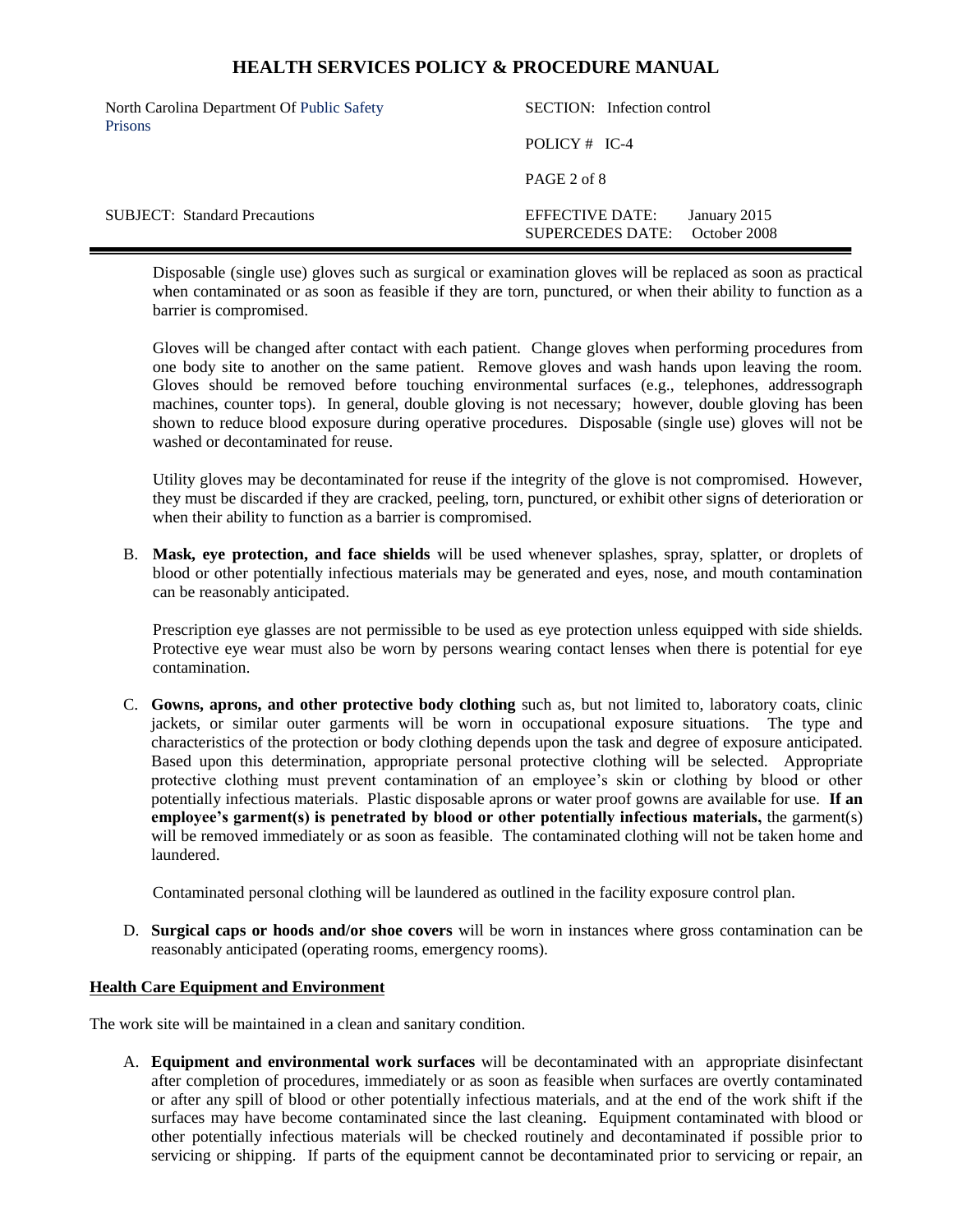Disposable (single use) gloves such as surgical or examination gloves will be replaced as soon as practical when contaminated or as soon as feasible if they are torn, punctured, or when their ability to function as a barrier is compromised.

Gloves will be changed after contact with each patient. Change gloves when performing procedures from one body site to another on the same patient. Remove gloves and wash hands upon leaving the room. Gloves should be removed before touching environmental surfaces (e.g., telephones, addressograph machines, counter tops). In general, double gloving is not necessary; however, double gloving has been shown to reduce blood exposure during operative procedures. Disposable (single use) gloves will not be washed or decontaminated for reuse.

Utility gloves may be decontaminated for reuse if the integrity of the glove is not compromised. However, they must be discarded if they are cracked, peeling, torn, punctured, or exhibit other signs of deterioration or when their ability to function as a barrier is compromised.

B. **Mask, eye protection, and face shields** will be used whenever splashes, spray, splatter, or droplets of blood or other potentially infectious materials may be generated and eyes, nose, and mouth contamination can be reasonably anticipated.

   Prescription eye glasses are not permissible to be used as eye protection unless equipped with side shields. Protective eye wear must also be worn by persons wearing contact lenses when there is potential for eye contamination.

C. **Gowns, aprons, and other protective body clothing** such as, but not limited to, laboratory coats, clinic jackets, or similar outer garments will be worn in occupational exposure situations. The type and characteristics of the protection or body clothing depends upon the task and degree of exposure anticipated. Based upon this determination, appropriate personal protective clothing will be selected. Appropriate protective clothing must prevent contamination of an employee's skin or clothing by blood or other potentially infectious materials. Plastic disposable aprons or water proof gowns are available for use. **If an employee's garment(s) is penetrated by blood or other potentially infectious materials,** the garment(s) will be removed immediately or as soon as feasible. The contaminated clothing will not be taken home and laundered.

   Contaminated personal clothing will be laundered as outlined in the facility exposure control plan.

D. **Surgical caps or hoods and/or shoe covers** will be worn in instances where gross contamination can be reasonably anticipated (operating rooms, emergency rooms).

**Health Care Equipment and Environment**

The work site will be maintained in a clean and sanitary condition.

A. **Equipment and environmental work surfaces** will be decontaminated with an appropriate disinfectant after completion of procedures, immediately or as soon as feasible when surfaces are overtly contaminated or after any spill of blood or other potentially infectious materials, and at the end of the work shift if the surfaces may have become contaminated since the last cleaning. Equipment contaminated with blood or other potentially infectious materials will be checked routinely and decontaminated if possible prior to servicing or shipping. If parts of the equipment cannot be decontaminated prior to servicing or repair, an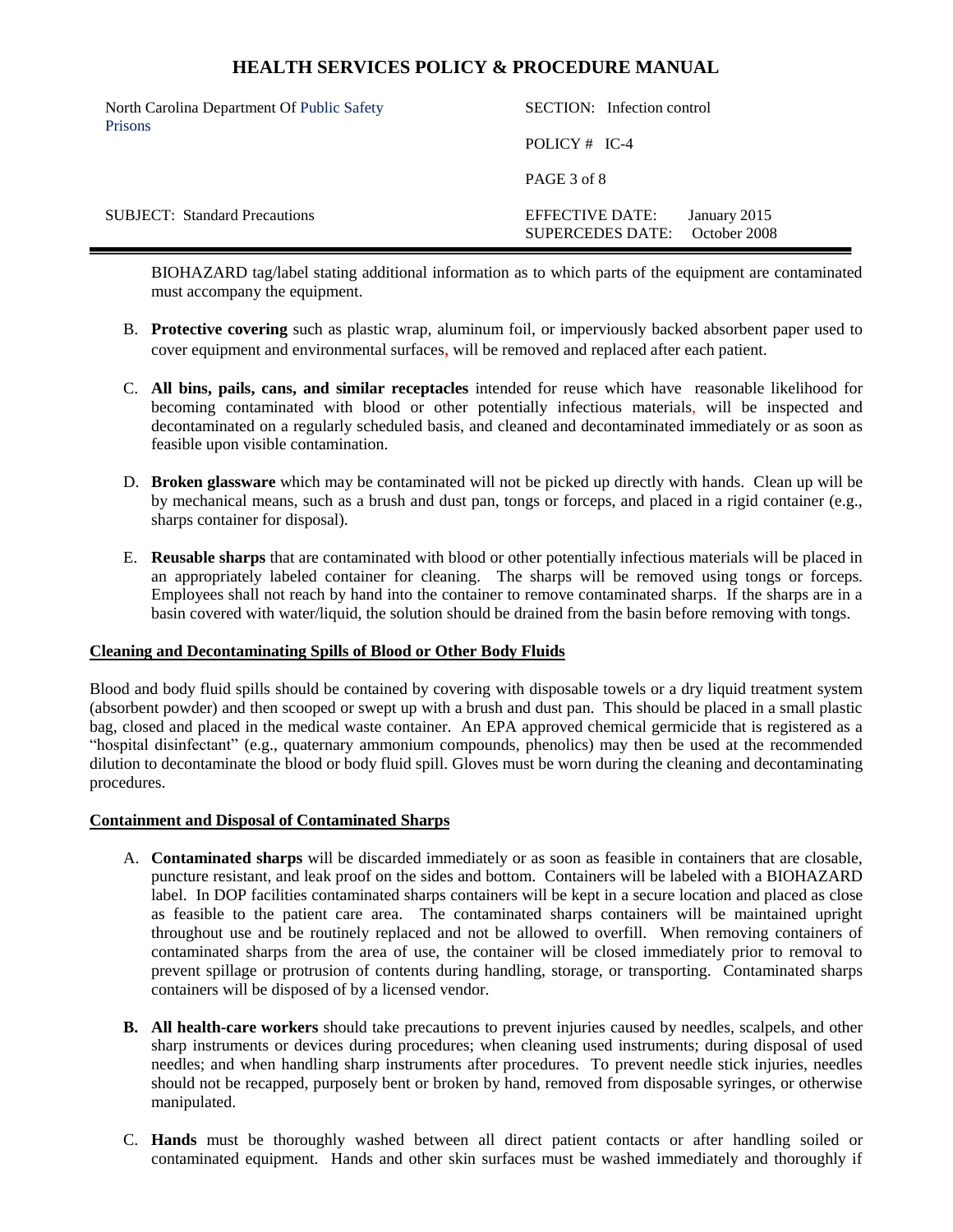BIOHAZARD tag/label stating additional information as to which parts of the equipment are contaminated must accompany the equipment.

B. **Protective covering** such as plastic wrap, aluminum foil, or imperviously backed absorbent paper used to cover equipment and environmental surfaces, will be removed and replaced after each patient.

C. **All bins, pails, cans, and similar receptacles** intended for reuse which have reasonable likelihood for becoming contaminated with blood or other potentially infectious materials, will be inspected and decontaminated on a regularly scheduled basis, and cleaned and decontaminated immediately or as soon as feasible upon visible contamination.

D. **Broken glassware** which may be contaminated will not be picked up directly with hands. Clean up will be by mechanical means, such as a brush and dust pan, tongs or forceps, and placed in a rigid container (e.g., sharps container for disposal).

E. **Reusable sharps** that are contaminated with blood or other potentially infectious materials will be placed in an appropriately labeled container for cleaning. The sharps will be removed using tongs or forceps. Employees shall not reach by hand into the container to remove contaminated sharps. If the sharps are in a basin covered with water/liquid, the solution should be drained from the basin before removing with tongs.

**Cleaning and Decontaminating Spills of Blood or Other Body Fluids**

Blood and body fluid spills should be contained by covering with disposable towels or a dry liquid treatment system (absorbent powder) and then scooped or swept up with a brush and dust pan. This should be placed in a small plastic bag, closed and placed in the medical waste container. An EPA approved chemical germicide that is registered as a "hospital disinfectant" (e.g., quaternary ammonium compounds, phenolics) may then be used at the recommended dilution to decontaminate the blood or body fluid spill. Gloves must be worn during the cleaning and decontaminating procedures.

**Containment and Disposal of Contaminated Sharps**

A. **Contaminated sharps** will be discarded immediately or as soon as feasible in containers that are closable, puncture resistant, and leak proof on the sides and bottom. Containers will be labeled with a BIOHAZARD label. In DOP facilities contaminated sharps containers will be kept in a secure location and placed as close as feasible to the patient care area. The contaminated sharps containers will be maintained upright throughout use and be routinely replaced and not be allowed to overfill. When removing containers of contaminated sharps from the area of use, the container will be closed immediately prior to removal to prevent spillage or protrusion of contents during handling, storage, or transporting. Contaminated sharps containers will be disposed of by a licensed vendor.

**B.** **All health-care workers** should take precautions to prevent injuries caused by needles, scalpels, and other sharp instruments or devices during procedures; when cleaning used instruments; during disposal of used needles; and when handling sharp instruments after procedures. To prevent needle stick injuries, needles should not be recapped, purposely bent or broken by hand, removed from disposable syringes, or otherwise manipulated.

C. **Hands** must be thoroughly washed between all direct patient contacts or after handling soiled or contaminated equipment. Hands and other skin surfaces must be washed immediately and thoroughly if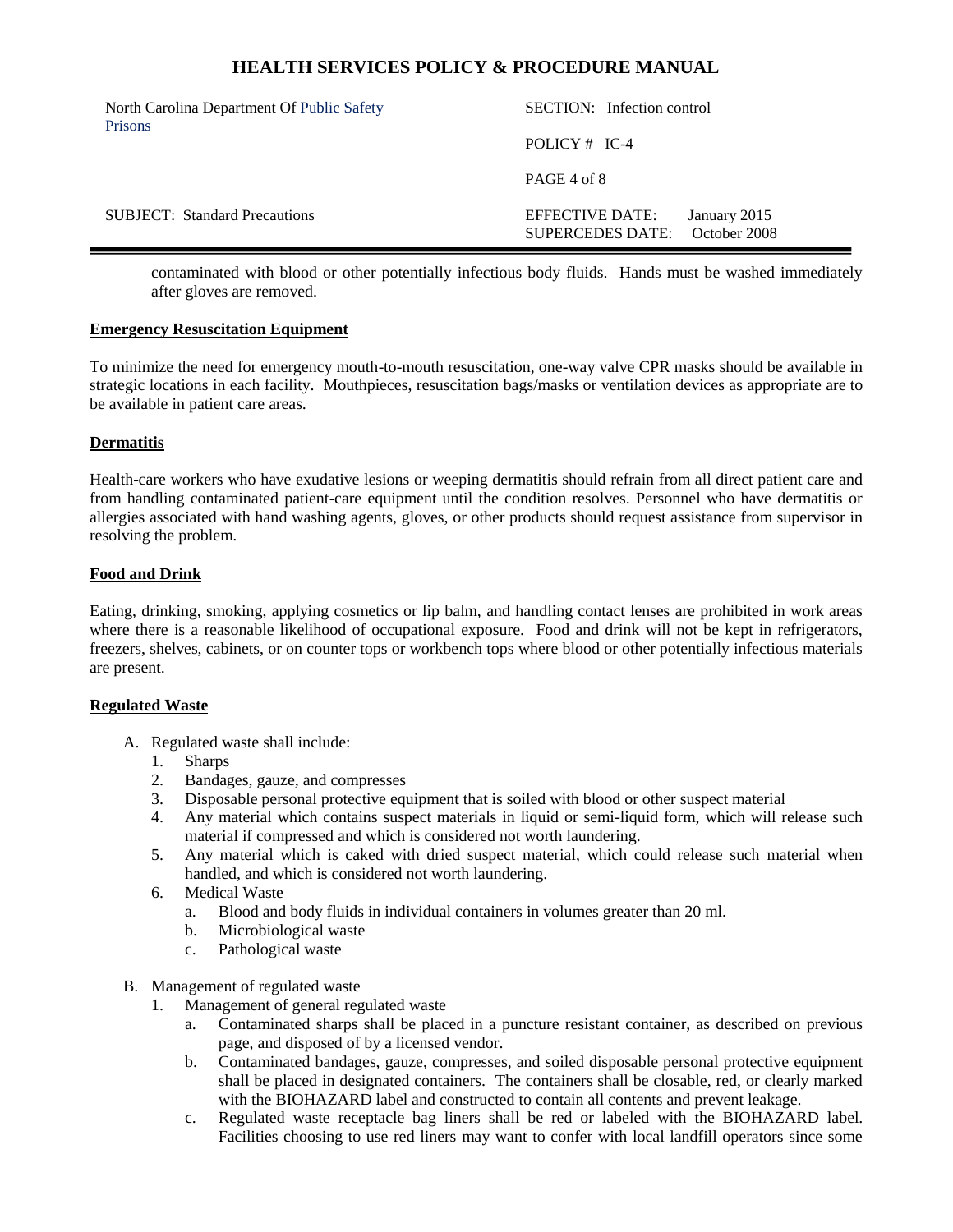contaminated with blood or other potentially infectious body fluids. Hands must be washed immediately after gloves are removed.

**Emergency Resuscitation Equipment**

To minimize the need for emergency mouth-to-mouth resuscitation, one-way valve CPR masks should be available in strategic locations in each facility. Mouthpieces, resuscitation bags/masks or ventilation devices as appropriate are to be available in patient care areas.

**Dermatitis**

Health-care workers who have exudative lesions or weeping dermatitis should refrain from all direct patient care and from handling contaminated patient-care equipment until the condition resolves. Personnel who have dermatitis or allergies associated with hand washing agents, gloves, or other products should request assistance from supervisor in resolving the problem.

**Food and Drink**

Eating, drinking, smoking, applying cosmetics or lip balm, and handling contact lenses are prohibited in work areas where there is a reasonable likelihood of occupational exposure. Food and drink will not be kept in refrigerators, freezers, shelves, cabinets, or on counter tops or workbench tops where blood or other potentially infectious materials are present.

**Regulated Waste**

A. Regulated waste shall include:
   1. Sharps
   2. Bandages, gauze, and compresses
   3. Disposable personal protective equipment that is soiled with blood or other suspect material
   4. Any material which contains suspect materials in liquid or semi-liquid form, which will release such material if compressed and which is considered not worth laundering.
   5. Any material which is caked with dried suspect material, which could release such material when handled, and which is considered not worth laundering.
   6. Medical Waste
      a. Blood and body fluids in individual containers in volumes greater than 20 ml.
      b. Microbiological waste
      c. Pathological waste

B. Management of regulated waste
   1. Management of general regulated waste
      a. Contaminated sharps shall be placed in a puncture resistant container, as described on previous page, and disposed of by a licensed vendor.
      b. Contaminated bandages, gauze, compresses, and soiled disposable personal protective equipment shall be placed in designated containers. The containers shall be closable, red, or clearly marked with the BIOHAZARD label and constructed to contain all contents and prevent leakage.
      c. Regulated waste receptacle bag liners shall be red or labeled with the BIOHAZARD label. Facilities choosing to use red liners may want to confer with local landfill operators since some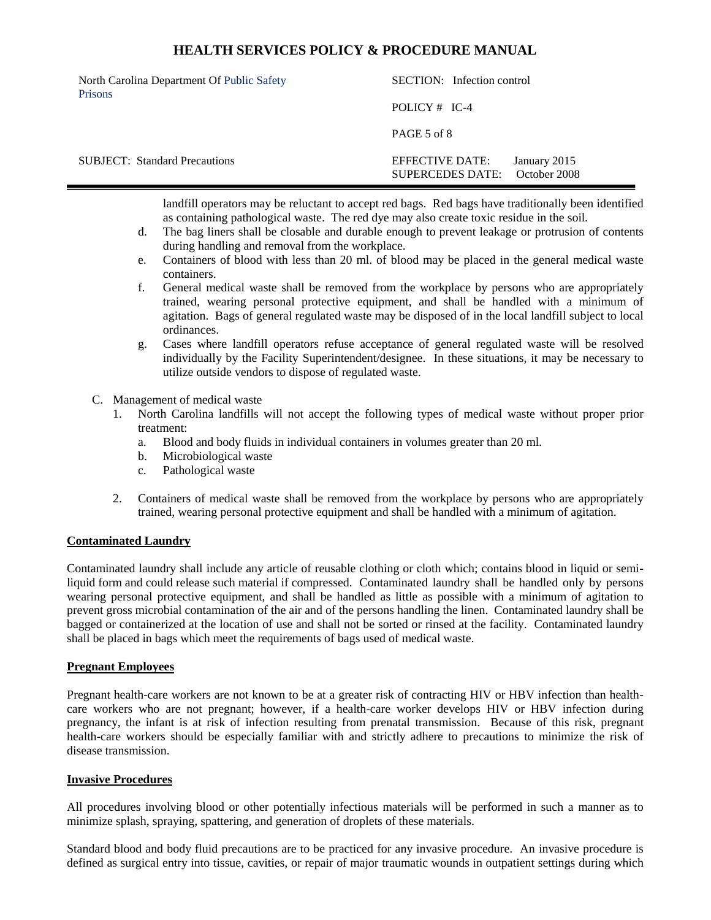landfill operators may be reluctant to accept red bags. Red bags have traditionally been identified as containing pathological waste. The red dye may also create toxic residue in the soil.

d. The bag liners shall be closable and durable enough to prevent leakage or protrusion of contents during handling and removal from the workplace.

e. Containers of blood with less than 20 ml. of blood may be placed in the general medical waste containers.

f. General medical waste shall be removed from the workplace by persons who are appropriately trained, wearing personal protective equipment, and shall be handled with a minimum of agitation. Bags of general regulated waste may be disposed of in the local landfill subject to local ordinances.

g. Cases where landfill operators refuse acceptance of general regulated waste will be resolved individually by the Facility Superintendent/designee. In these situations, it may be necessary to utilize outside vendors to dispose of regulated waste.

C. Management of medical waste

1. North Carolina landfills will not accept the following types of medical waste without proper prior treatment:
   a. Blood and body fluids in individual containers in volumes greater than 20 ml.
   b. Microbiological waste
   c. Pathological waste

2. Containers of medical waste shall be removed from the workplace by persons who are appropriately trained, wearing personal protective equipment and shall be handled with a minimum of agitation.

**Contaminated Laundry**

Contaminated laundry shall include any article of reusable clothing or cloth which; contains blood in liquid or semi-liquid form and could release such material if compressed. Contaminated laundry shall be handled only by persons wearing personal protective equipment, and shall be handled as little as possible with a minimum of agitation to prevent gross microbial contamination of the air and of the persons handling the linen. Contaminated laundry shall be bagged or containerized at the location of use and shall not be sorted or rinsed at the facility. Contaminated laundry shall be placed in bags which meet the requirements of bags used of medical waste.

**Pregnant Employees**

Pregnant health-care workers are not known to be at a greater risk of contracting HIV or HBV infection than health-care workers who are not pregnant; however, if a health-care worker develops HIV or HBV infection during pregnancy, the infant is at risk of infection resulting from prenatal transmission. Because of this risk, pregnant health-care workers should be especially familiar with and strictly adhere to precautions to minimize the risk of disease transmission.

**Invasive Procedures**

All procedures involving blood or other potentially infectious materials will be performed in such a manner as to minimize splash, spraying, spattering, and generation of droplets of these materials.

Standard blood and body fluid precautions are to be practiced for any invasive procedure. An invasive procedure is defined as surgical entry into tissue, cavities, or repair of major traumatic wounds in outpatient settings during which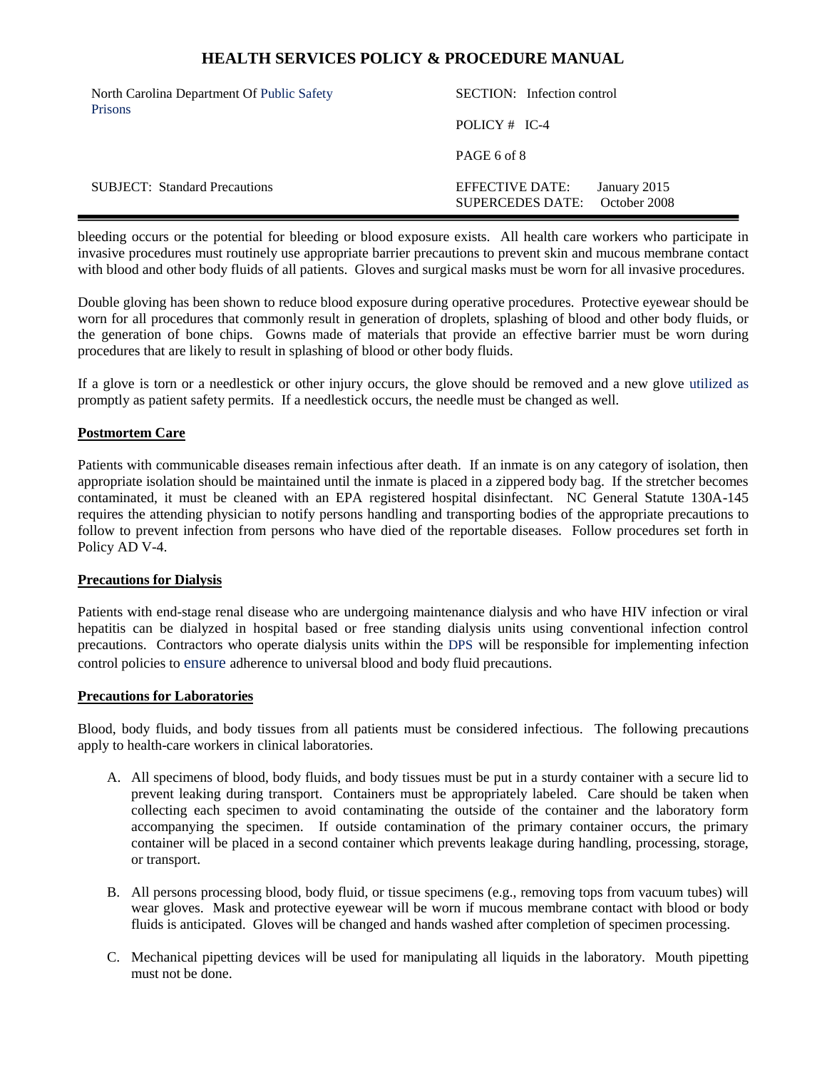bleeding occurs or the potential for bleeding or blood exposure exists. All health care workers who participate in invasive procedures must routinely use appropriate barrier precautions to prevent skin and mucous membrane contact with blood and other body fluids of all patients. Gloves and surgical masks must be worn for all invasive procedures.

Double gloving has been shown to reduce blood exposure during operative procedures. Protective eyewear should be worn for all procedures that commonly result in generation of droplets, splashing of blood and other body fluids, or the generation of bone chips. Gowns made of materials that provide an effective barrier must be worn during procedures that are likely to result in splashing of blood or other body fluids.

If a glove is torn or a needlestick or other injury occurs, the glove should be removed and a new glove utilized as promptly as patient safety permits. If a needlestick occurs, the needle must be changed as well.

**Postmortem Care**

Patients with communicable diseases remain infectious after death. If an inmate is on any category of isolation, then appropriate isolation should be maintained until the inmate is placed in a zippered body bag. If the stretcher becomes contaminated, it must be cleaned with an EPA registered hospital disinfectant. NC General Statute 130A-145 requires the attending physician to notify persons handling and transporting bodies of the appropriate precautions to follow to prevent infection from persons who have died of the reportable diseases. Follow procedures set forth in Policy AD V-4.

**Precautions for Dialysis**

Patients with end-stage renal disease who are undergoing maintenance dialysis and who have HIV infection or viral hepatitis can be dialyzed in hospital based or free standing dialysis units using conventional infection control precautions. Contractors who operate dialysis units within the DPS will be responsible for implementing infection control policies to ensure adherence to universal blood and body fluid precautions.

**Precautions for Laboratories**

Blood, body fluids, and body tissues from all patients must be considered infectious. The following precautions apply to health-care workers in clinical laboratories.

A. All specimens of blood, body fluids, and body tissues must be put in a sturdy container with a secure lid to prevent leaking during transport. Containers must be appropriately labeled. Care should be taken when collecting each specimen to avoid contaminating the outside of the container and the laboratory form accompanying the specimen. If outside contamination of the primary container occurs, the primary container will be placed in a second container which prevents leakage during handling, processing, storage, or transport.

B. All persons processing blood, body fluid, or tissue specimens (e.g., removing tops from vacuum tubes) will wear gloves. Mask and protective eyewear will be worn if mucous membrane contact with blood or body fluids is anticipated. Gloves will be changed and hands washed after completion of specimen processing.

C. Mechanical pipetting devices will be used for manipulating all liquids in the laboratory. Mouth pipetting must not be done.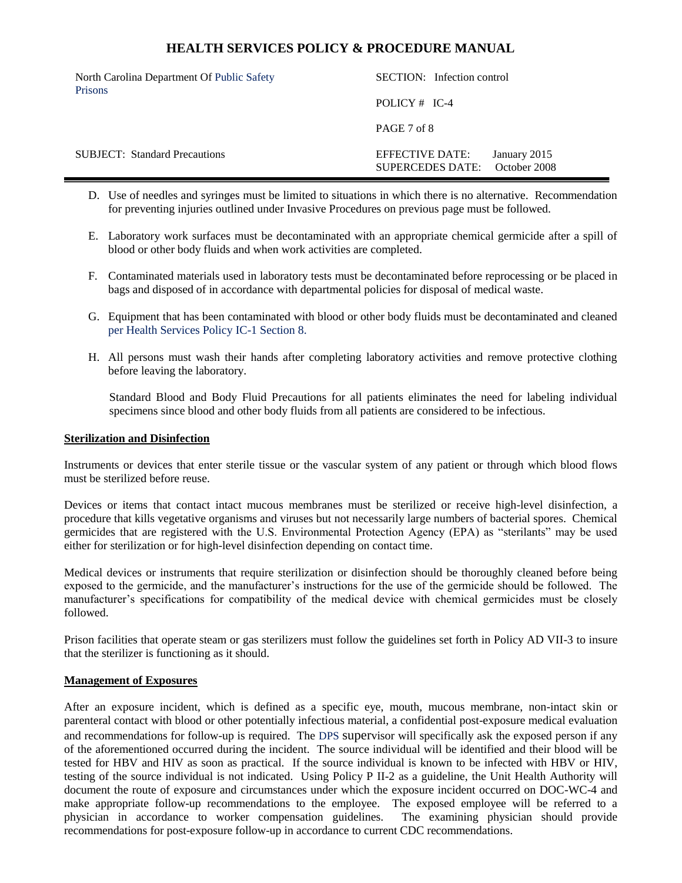D. Use of needles and syringes must be limited to situations in which there is no alternative. Recommendation for preventing injuries outlined under Invasive Procedures on previous page must be followed.

E. Laboratory work surfaces must be decontaminated with an appropriate chemical germicide after a spill of blood or other body fluids and when work activities are completed.

F. Contaminated materials used in laboratory tests must be decontaminated before reprocessing or be placed in bags and disposed of in accordance with departmental policies for disposal of medical waste.

G. Equipment that has been contaminated with blood or other body fluids must be decontaminated and cleaned per Health Services Policy IC-1 Section 8.

H. All persons must wash their hands after completing laboratory activities and remove protective clothing before leaving the laboratory.

Standard Blood and Body Fluid Precautions for all patients eliminates the need for labeling individual specimens since blood and other body fluids from all patients are considered to be infectious.

**Sterilization and Disinfection**

Instruments or devices that enter sterile tissue or the vascular system of any patient or through which blood flows must be sterilized before reuse.

Devices or items that contact intact mucous membranes must be sterilized or receive high-level disinfection, a procedure that kills vegetative organisms and viruses but not necessarily large numbers of bacterial spores. Chemical germicides that are registered with the U.S. Environmental Protection Agency (EPA) as "sterilants" may be used either for sterilization or for high-level disinfection depending on contact time.

Medical devices or instruments that require sterilization or disinfection should be thoroughly cleaned before being exposed to the germicide, and the manufacturer's instructions for the use of the germicide should be followed. The manufacturer's specifications for compatibility of the medical device with chemical germicides must be closely followed.

Prison facilities that operate steam or gas sterilizers must follow the guidelines set forth in Policy AD VII-3 to insure that the sterilizer is functioning as it should.

**Management of Exposures**

After an exposure incident, which is defined as a specific eye, mouth, mucous membrane, non-intact skin or parenteral contact with blood or other potentially infectious material, a confidential post-exposure medical evaluation and recommendations for follow-up is required. The DPS supervisor will specifically ask the exposed person if any of the aforementioned occurred during the incident. The source individual will be identified and their blood will be tested for HBV and HIV as soon as practical. If the source individual is known to be infected with HBV or HIV, testing of the source individual is not indicated. Using Policy P II-2 as a guideline, the Unit Health Authority will document the route of exposure and circumstances under which the exposure incident occurred on DOC-WC-4 and make appropriate follow-up recommendations to the employee. The exposed employee will be referred to a physician in accordance to worker compensation guidelines. The examining physician should provide recommendations for post-exposure follow-up in accordance to current CDC recommendations.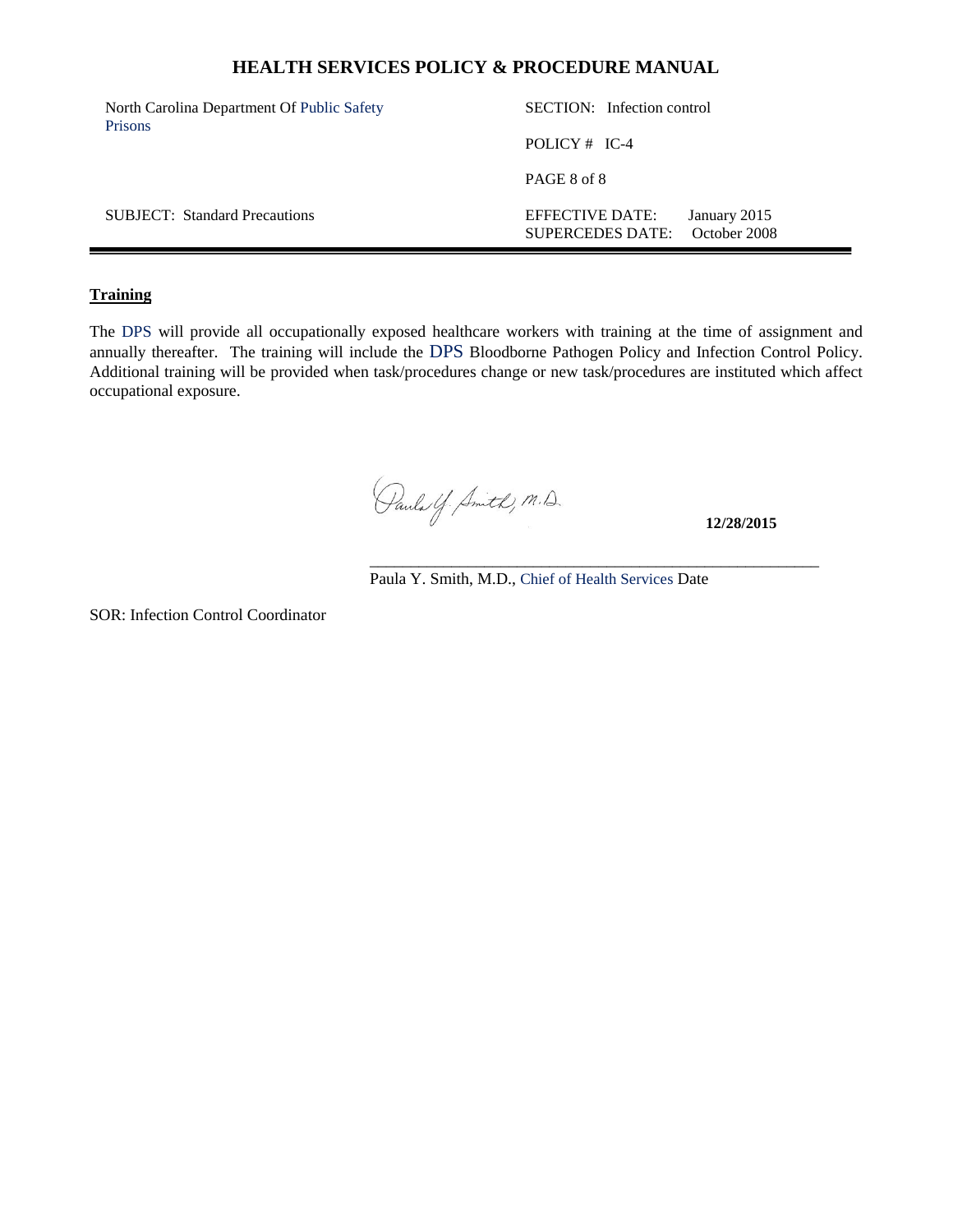## Training

The DPS will provide all occupationally exposed healthcare workers with training at the time of assignment and annually thereafter. The training will include the DPS Bloodborne Pathogen Policy and Infection Control Policy. Additional training will be provided when task/procedures change or new task/procedures are instituted which affect occupational exposure.

Paula Y. Smith, M.D.

**12/28/2015**

_______________________________________________________

Paula Y. Smith, M.D., Chief of Health Services Date

SOR: Infection Control Coordinator